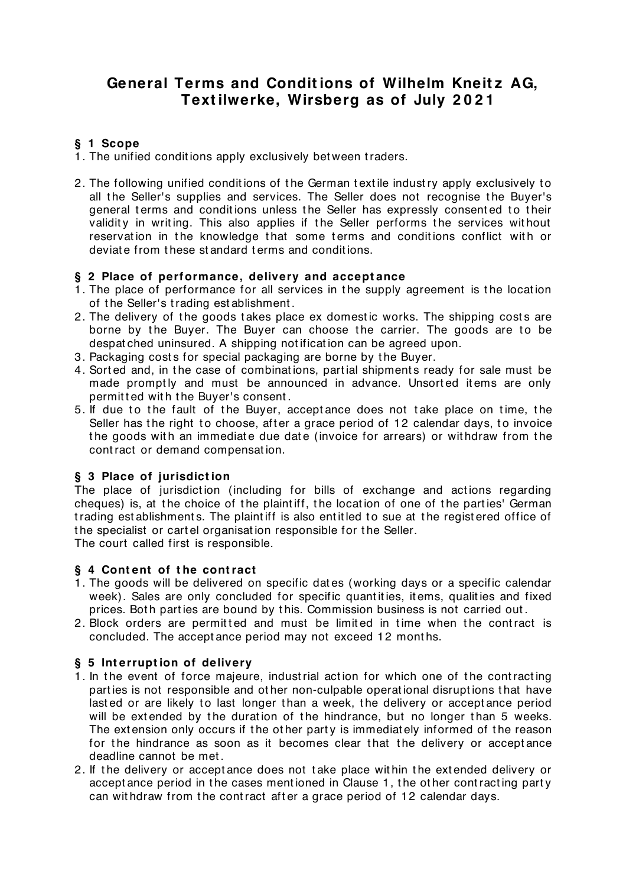# General Terms and Conditions of Wilhelm Kneitz AG, Textilwerke, Wirsberg as of July 2021

## § 1 Scope

1. The unified conditions apply exclusively between traders.

2. The following unified conditions of the German textile industry apply exclusively to all the Seller's supplies and services. The Seller does not recognise the Buyer's general terms and conditions unless the Seller has expressly consented to their validity in writing. This also applies if the Seller performs the services without reservation in the knowledge that some terms and conditions conflict with or deviate from these standard terms and conditions.

## § 2 Place of performance, delivery and acceptance

1. The place of performance for all services in the supply agreement is the location of the Seller's trading establishment.
2. The delivery of the goods takes place ex domestic works. The shipping costs are borne by the Buyer. The Buyer can choose the carrier. The goods are to be despatched uninsured. A shipping notification can be agreed upon.
3. Packaging costs for special packaging are borne by the Buyer.
4. Sorted and, in the case of combinations, partial shipments ready for sale must be made promptly and must be announced in advance. Unsorted items are only permitted with the Buyer's consent.
5. If due to the fault of the Buyer, acceptance does not take place on time, the Seller has the right to choose, after a grace period of 12 calendar days, to invoice the goods with an immediate due date (invoice for arrears) or withdraw from the contract or demand compensation.

## § 3 Place of jurisdiction

The place of jurisdiction (including for bills of exchange and actions regarding cheques) is, at the choice of the plaintiff, the location of one of the parties' German trading establishments. The plaintiff is also entitled to sue at the registered office of the specialist or cartel organisation responsible for the Seller.
The court called first is responsible.

## § 4 Content of the contract

1. The goods will be delivered on specific dates (working days or a specific calendar week). Sales are only concluded for specific quantities, items, qualities and fixed prices. Both parties are bound by this. Commission business is not carried out.
2. Block orders are permitted and must be limited in time when the contract is concluded. The acceptance period may not exceed 12 months.

## § 5 Interruption of delivery

1. In the event of force majeure, industrial action for which one of the contracting parties is not responsible and other non-culpable operational disruptions that have lasted or are likely to last longer than a week, the delivery or acceptance period will be extended by the duration of the hindrance, but no longer than 5 weeks. The extension only occurs if the other party is immediately informed of the reason for the hindrance as soon as it becomes clear that the delivery or acceptance deadline cannot be met.
2. If the delivery or acceptance does not take place within the extended delivery or acceptance period in the cases mentioned in Clause 1, the other contracting party can withdraw from the contract after a grace period of 12 calendar days.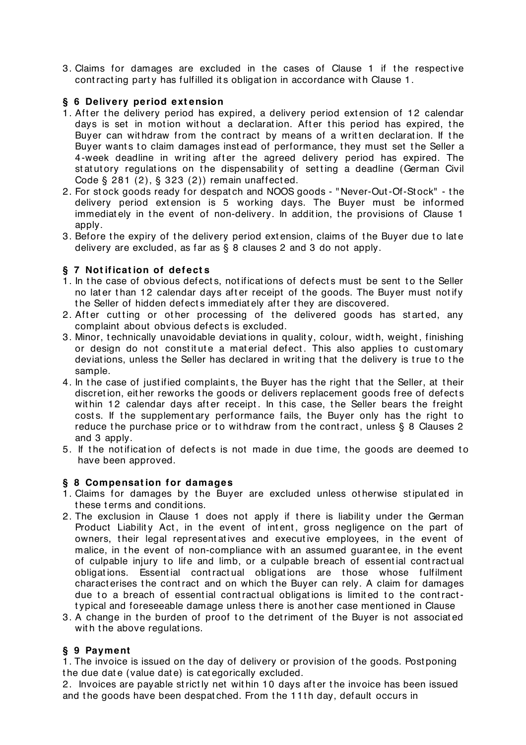3. Claims for damages are excluded in the cases of Clause 1 if the respective contracting party has fulfilled its obligation in accordance with Clause 1.

## § 6 Delivery period extension

1. After the delivery period has expired, a delivery period extension of 12 calendar days is set in motion without a declaration. After this period has expired, the Buyer can withdraw from the contract by means of a written declaration. If the Buyer wants to claim damages instead of performance, they must set the Seller a 4-week deadline in writing after the agreed delivery period has expired. The statutory regulations on the dispensability of setting a deadline (German Civil Code § 281 (2), § 323 (2)) remain unaffected.
2. For stock goods ready for despatch and NOOS goods - "Never-Out-Of-Stock" - the delivery period extension is 5 working days. The Buyer must be informed immediately in the event of non-delivery. In addition, the provisions of Clause 1 apply.
3. Before the expiry of the delivery period extension, claims of the Buyer due to late delivery are excluded, as far as § 8 clauses 2 and 3 do not apply.

## § 7 Notification of defects

1. In the case of obvious defects, notifications of defects must be sent to the Seller no later than 12 calendar days after receipt of the goods. The Buyer must notify the Seller of hidden defects immediately after they are discovered.
2. After cutting or other processing of the delivered goods has started, any complaint about obvious defects is excluded.
3. Minor, technically unavoidable deviations in quality, colour, width, weight, finishing or design do not constitute a material defect. This also applies to customary deviations, unless the Seller has declared in writing that the delivery is true to the sample.
4. In the case of justified complaints, the Buyer has the right that the Seller, at their discretion, either reworks the goods or delivers replacement goods free of defects within 12 calendar days after receipt. In this case, the Seller bears the freight costs. If the supplementary performance fails, the Buyer only has the right to reduce the purchase price or to withdraw from the contract, unless § 8 Clauses 2 and 3 apply.
5. If the notification of defects is not made in due time, the goods are deemed to have been approved.

## § 8 Compensation for damages

1. Claims for damages by the Buyer are excluded unless otherwise stipulated in these terms and conditions.
2. The exclusion in Clause 1 does not apply if there is liability under the German Product Liability Act, in the event of intent, gross negligence on the part of owners, their legal representatives and executive employees, in the event of malice, in the event of non-compliance with an assumed guarantee, in the event of culpable injury to life and limb, or a culpable breach of essential contractual obligations. Essential contractual obligations are those whose fulfilment characterises the contract and on which the Buyer can rely. A claim for damages due to a breach of essential contractual obligations is limited to the contract-typical and foreseeable damage unless there is another case mentioned in Clause
3. A change in the burden of proof to the detriment of the Buyer is not associated with the above regulations.

## § 9 Payment

1. The invoice is issued on the day of delivery or provision of the goods. Postponing the due date (value date) is categorically excluded.

2. Invoices are payable strictly net within 10 days after the invoice has been issued and the goods have been despatched. From the 11th day, default occurs in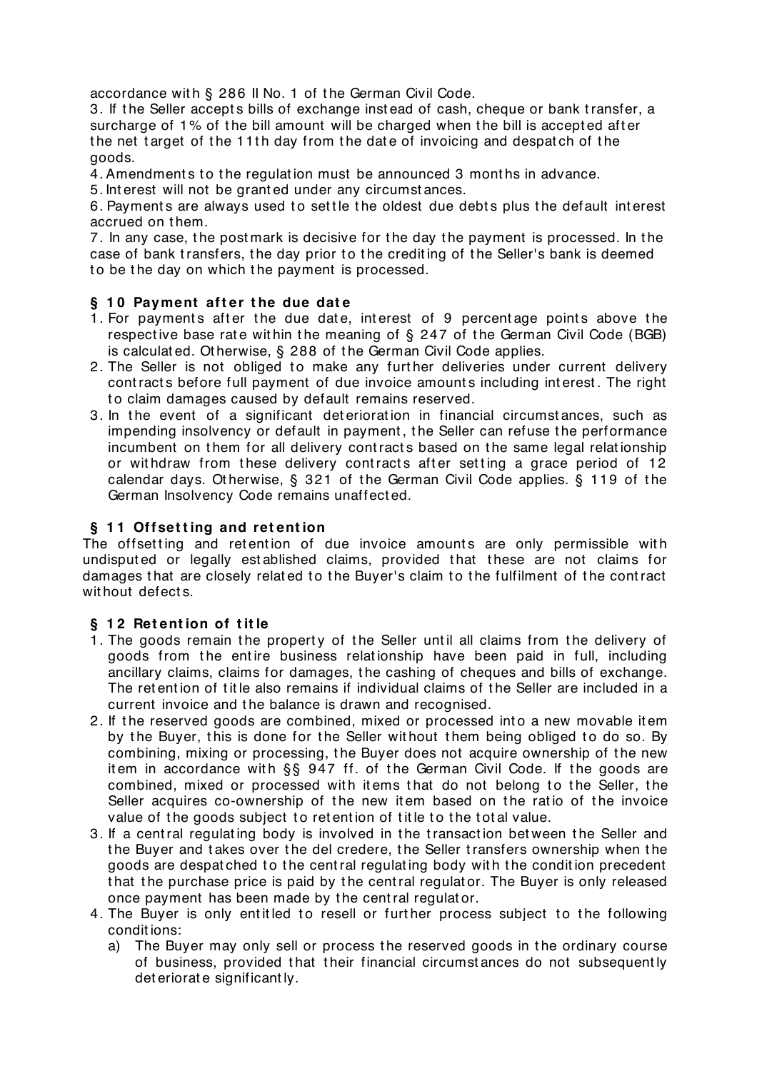accordance with § 286 II No. 1 of the German Civil Code.

3. If the Seller accepts bills of exchange instead of cash, cheque or bank transfer, a surcharge of 1% of the bill amount will be charged when the bill is accepted after the net target of the 11th day from the date of invoicing and despatch of the goods.

4. Amendments to the regulation must be announced 3 months in advance.

5. Interest will not be granted under any circumstances.

6. Payments are always used to settle the oldest due debts plus the default interest accrued on them.

7. In any case, the postmark is decisive for the day the payment is processed. In the case of bank transfers, the day prior to the crediting of the Seller's bank is deemed to be the day on which the payment is processed.

### § 10 Payment after the due date

1. For payments after the due date, interest of 9 percentage points above the respective base rate within the meaning of § 247 of the German Civil Code (BGB) is calculated. Otherwise, § 288 of the German Civil Code applies.
2. The Seller is not obliged to make any further deliveries under current delivery contracts before full payment of due invoice amounts including interest. The right to claim damages caused by default remains reserved.
3. In the event of a significant deterioration in financial circumstances, such as impending insolvency or default in payment, the Seller can refuse the performance incumbent on them for all delivery contracts based on the same legal relationship or withdraw from these delivery contracts after setting a grace period of 12 calendar days. Otherwise, § 321 of the German Civil Code applies. § 119 of the German Insolvency Code remains unaffected.

### § 11 Offsetting and retention

The offsetting and retention of due invoice amounts are only permissible with undisputed or legally established claims, provided that these are not claims for damages that are closely related to the Buyer's claim to the fulfilment of the contract without defects.

### § 12 Retention of title

1. The goods remain the property of the Seller until all claims from the delivery of goods from the entire business relationship have been paid in full, including ancillary claims, claims for damages, the cashing of cheques and bills of exchange. The retention of title also remains if individual claims of the Seller are included in a current invoice and the balance is drawn and recognised.
2. If the reserved goods are combined, mixed or processed into a new movable item by the Buyer, this is done for the Seller without them being obliged to do so. By combining, mixing or processing, the Buyer does not acquire ownership of the new item in accordance with §§ 947 ff. of the German Civil Code. If the goods are combined, mixed or processed with items that do not belong to the Seller, the Seller acquires co-ownership of the new item based on the ratio of the invoice value of the goods subject to retention of title to the total value.
3. If a central regulating body is involved in the transaction between the Seller and the Buyer and takes over the del credere, the Seller transfers ownership when the goods are despatched to the central regulating body with the condition precedent that the purchase price is paid by the central regulator. The Buyer is only released once payment has been made by the central regulator.
4. The Buyer is only entitled to resell or further process subject to the following conditions:
   a) The Buyer may only sell or process the reserved goods in the ordinary course of business, provided that their financial circumstances do not subsequently deteriorate significantly.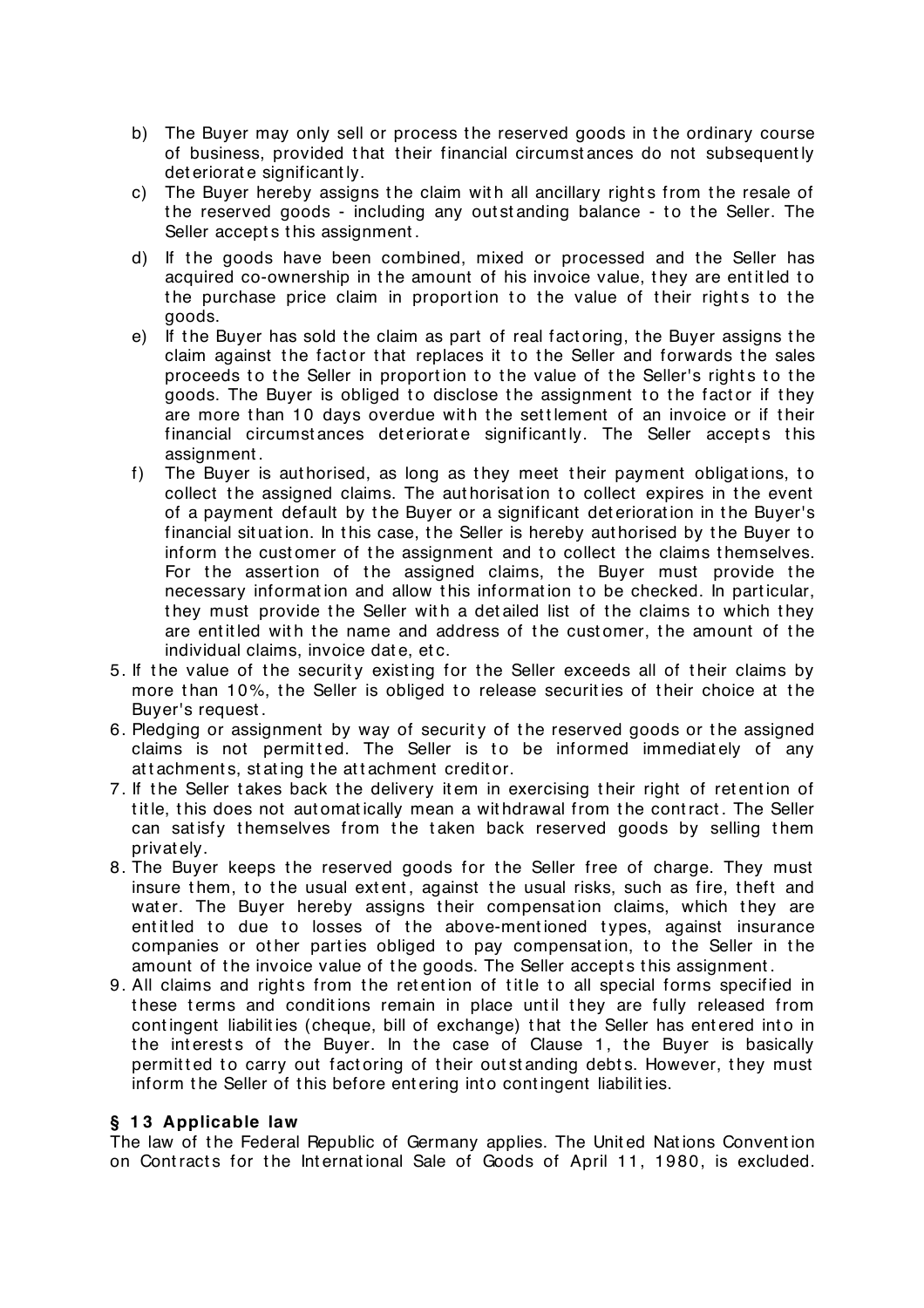b) The Buyer may only sell or process the reserved goods in the ordinary course of business, provided that their financial circumstances do not subsequently deteriorate significantly.
c) The Buyer hereby assigns the claim with all ancillary rights from the resale of the reserved goods - including any outstanding balance - to the Seller. The Seller accepts this assignment.
d) If the goods have been combined, mixed or processed and the Seller has acquired co-ownership in the amount of his invoice value, they are entitled to the purchase price claim in proportion to the value of their rights to the goods.
e) If the Buyer has sold the claim as part of real factoring, the Buyer assigns the claim against the factor that replaces it to the Seller and forwards the sales proceeds to the Seller in proportion to the value of the Seller's rights to the goods. The Buyer is obliged to disclose the assignment to the factor if they are more than 10 days overdue with the settlement of an invoice or if their financial circumstances deteriorate significantly. The Seller accepts this assignment.
f) The Buyer is authorised, as long as they meet their payment obligations, to collect the assigned claims. The authorisation to collect expires in the event of a payment default by the Buyer or a significant deterioration in the Buyer's financial situation. In this case, the Seller is hereby authorised by the Buyer to inform the customer of the assignment and to collect the claims themselves. For the assertion of the assigned claims, the Buyer must provide the necessary information and allow this information to be checked. In particular, they must provide the Seller with a detailed list of the claims to which they are entitled with the name and address of the customer, the amount of the individual claims, invoice date, etc.

5. If the value of the security existing for the Seller exceeds all of their claims by more than 10%, the Seller is obliged to release securities of their choice at the Buyer's request.
6. Pledging or assignment by way of security of the reserved goods or the assigned claims is not permitted. The Seller is to be informed immediately of any attachments, stating the attachment creditor.
7. If the Seller takes back the delivery item in exercising their right of retention of title, this does not automatically mean a withdrawal from the contract. The Seller can satisfy themselves from the taken back reserved goods by selling them privately.
8. The Buyer keeps the reserved goods for the Seller free of charge. They must insure them, to the usual extent, against the usual risks, such as fire, theft and water. The Buyer hereby assigns their compensation claims, which they are entitled to due to losses of the above-mentioned types, against insurance companies or other parties obliged to pay compensation, to the Seller in the amount of the invoice value of the goods. The Seller accepts this assignment.
9. All claims and rights from the retention of title to all special forms specified in these terms and conditions remain in place until they are fully released from contingent liabilities (cheque, bill of exchange) that the Seller has entered into in the interests of the Buyer. In the case of Clause 1, the Buyer is basically permitted to carry out factoring of their outstanding debts. However, they must inform the Seller of this before entering into contingent liabilities.

## § 13 Applicable law

The law of the Federal Republic of Germany applies. The United Nations Convention on Contracts for the International Sale of Goods of April 11, 1980, is excluded.